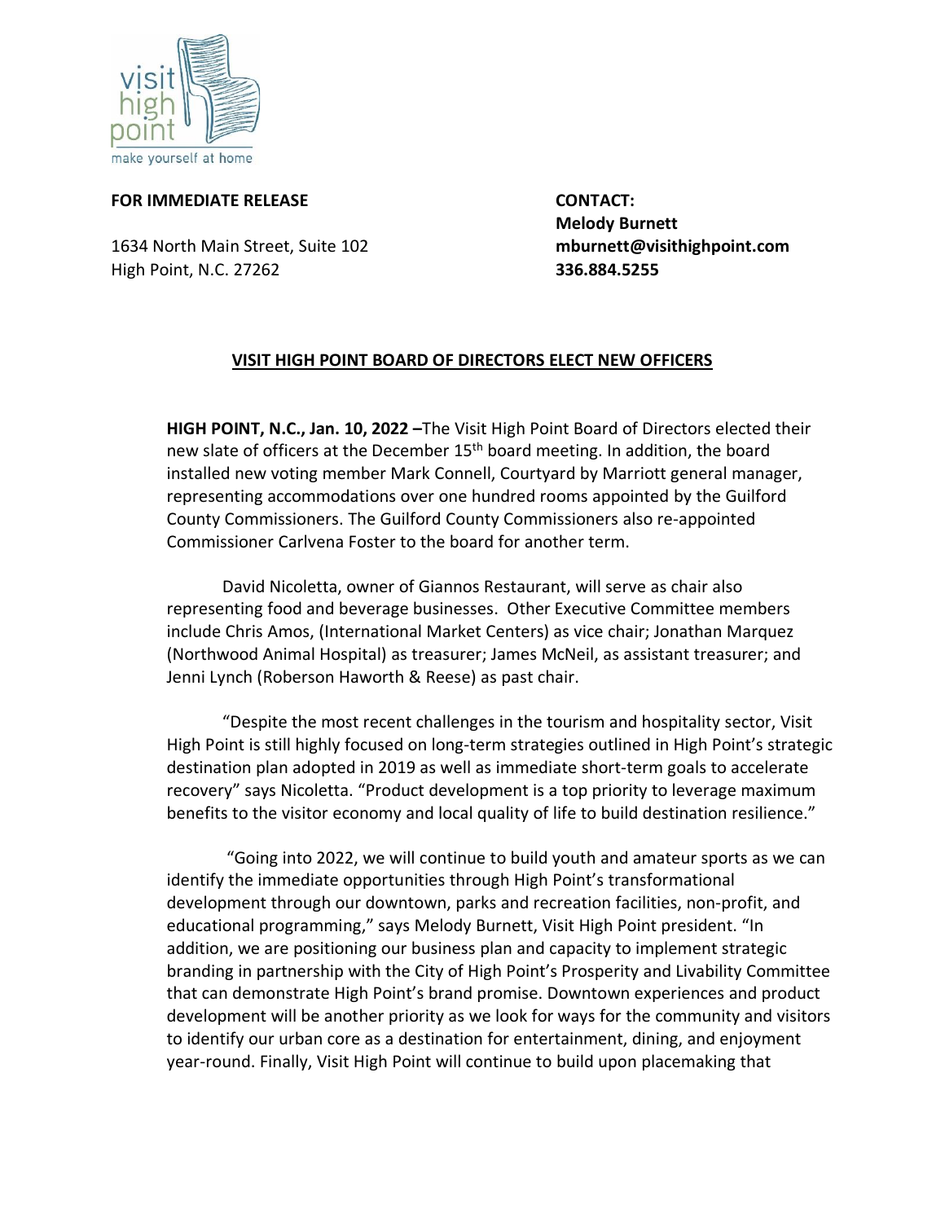visit high point

make yourself at home

**FOR IMMEDIATE RELEASE**

1634 North Main Street, Suite 102
High Point, N.C. 27262

**CONTACT:**
**Melody Burnett**
**mburnett@visithighpoint.com**
**336.884.5255**

## VISIT HIGH POINT BOARD OF DIRECTORS ELECT NEW OFFICERS

**HIGH POINT, N.C., Jan. 10, 2022 –** The Visit High Point Board of Directors elected their new slate of officers at the December 15th board meeting. In addition, the board installed new voting member Mark Connell, Courtyard by Marriott general manager, representing accommodations over one hundred rooms appointed by the Guilford County Commissioners. The Guilford County Commissioners also re-appointed Commissioner Carlvena Foster to the board for another term.

David Nicoletta, owner of Giannos Restaurant, will serve as chair also representing food and beverage businesses. Other Executive Committee members include Chris Amos, (International Market Centers) as vice chair; Jonathan Marquez (Northwood Animal Hospital) as treasurer; James McNeil, as assistant treasurer; and Jenni Lynch (Roberson Haworth & Reese) as past chair.

"Despite the most recent challenges in the tourism and hospitality sector, Visit High Point is still highly focused on long-term strategies outlined in High Point's strategic destination plan adopted in 2019 as well as immediate short-term goals to accelerate recovery" says Nicoletta. "Product development is a top priority to leverage maximum benefits to the visitor economy and local quality of life to build destination resilience."

"Going into 2022, we will continue to build youth and amateur sports as we can identify the immediate opportunities through High Point's transformational development through our downtown, parks and recreation facilities, non-profit, and educational programming," says Melody Burnett, Visit High Point president. "In addition, we are positioning our business plan and capacity to implement strategic branding in partnership with the City of High Point's Prosperity and Livability Committee that can demonstrate High Point's brand promise. Downtown experiences and product development will be another priority as we look for ways for the community and visitors to identify our urban core as a destination for entertainment, dining, and enjoyment year-round. Finally, Visit High Point will continue to build upon placemaking that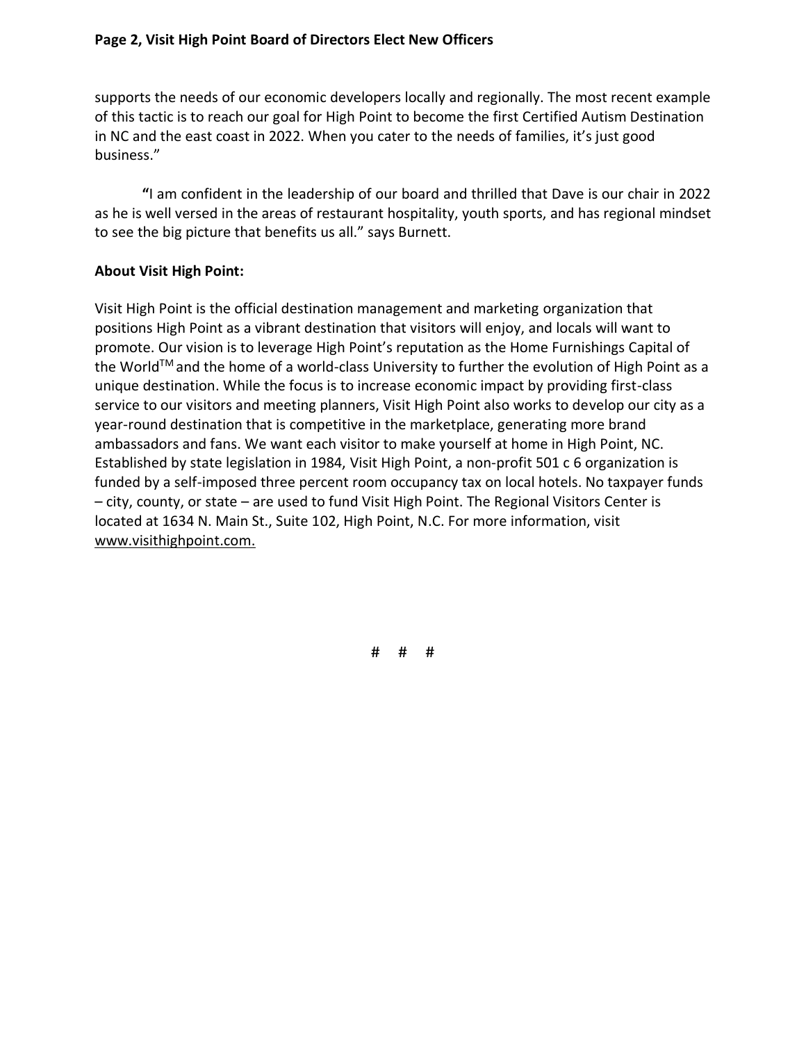supports the needs of our economic developers locally and regionally. The most recent example of this tactic is to reach our goal for High Point to become the first Certified Autism Destination in NC and the east coast in 2022. When you cater to the needs of families, it's just good business."

"I am confident in the leadership of our board and thrilled that Dave is our chair in 2022 as he is well versed in the areas of restaurant hospitality, youth sports, and has regional mindset to see the big picture that benefits us all." says Burnett.

**About Visit High Point:**

Visit High Point is the official destination management and marketing organization that positions High Point as a vibrant destination that visitors will enjoy, and locals will want to promote. Our vision is to leverage High Point's reputation as the Home Furnishings Capital of the World™ and the home of a world-class University to further the evolution of High Point as a unique destination. While the focus is to increase economic impact by providing first-class service to our visitors and meeting planners, Visit High Point also works to develop our city as a year-round destination that is competitive in the marketplace, generating more brand ambassadors and fans. We want each visitor to make yourself at home in High Point, NC. Established by state legislation in 1984, Visit High Point, a non-profit 501 c 6 organization is funded by a self-imposed three percent room occupancy tax on local hotels. No taxpayer funds – city, county, or state – are used to fund Visit High Point. The Regional Visitors Center is located at 1634 N. Main St., Suite 102, High Point, N.C. For more information, visit www.visithighpoint.com.

# # #